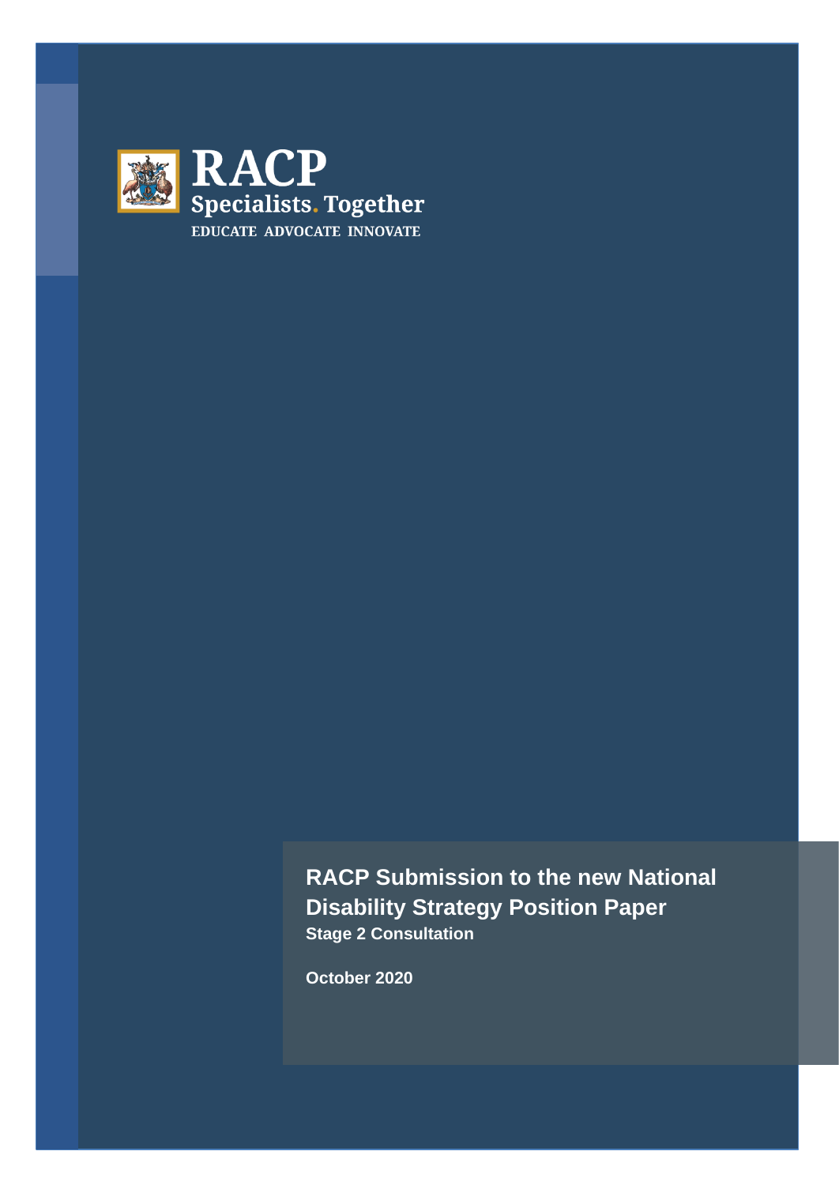RACP

Specialists. Together

EDUCATE ADVOCATE INNOVATE

# RACP Submission to the new National Disability Strategy Position Paper

**Stage 2 Consultation**

**October 2020**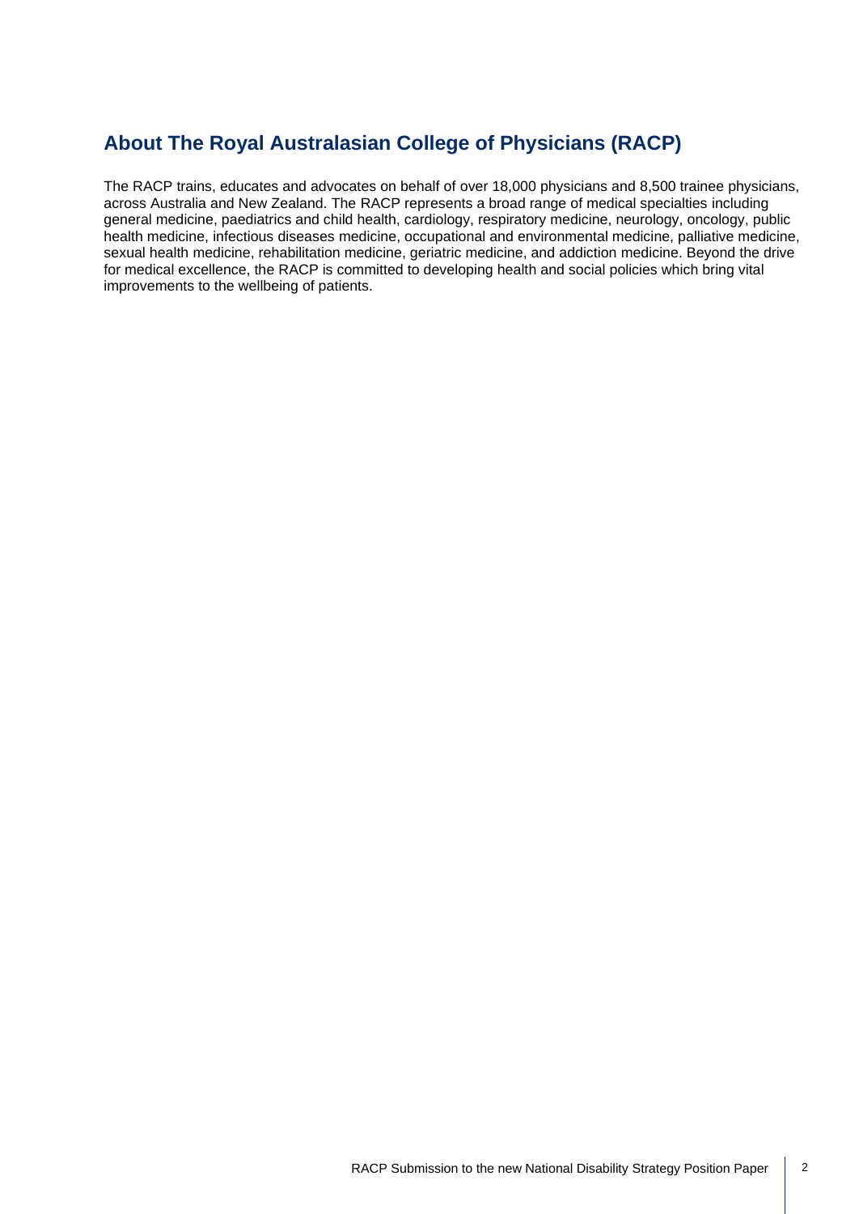## About The Royal Australasian College of Physicians (RACP)

The RACP trains, educates and advocates on behalf of over 18,000 physicians and 8,500 trainee physicians, across Australia and New Zealand. The RACP represents a broad range of medical specialties including general medicine, paediatrics and child health, cardiology, respiratory medicine, neurology, oncology, public health medicine, infectious diseases medicine, occupational and environmental medicine, palliative medicine, sexual health medicine, rehabilitation medicine, geriatric medicine, and addiction medicine. Beyond the drive for medical excellence, the RACP is committed to developing health and social policies which bring vital improvements to the wellbeing of patients.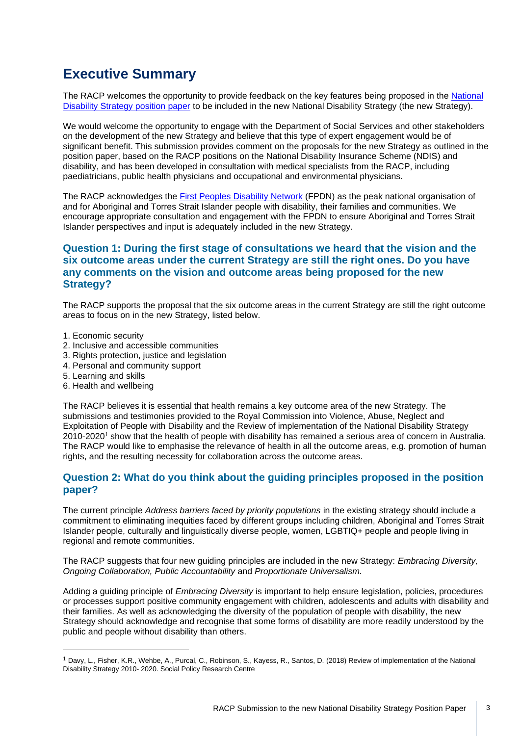## Executive Summary

The RACP welcomes the opportunity to provide feedback on the key features being proposed in the National Disability Strategy position paper to be included in the new National Disability Strategy (the new Strategy).

We would welcome the opportunity to engage with the Department of Social Services and other stakeholders on the development of the new Strategy and believe that this type of expert engagement would be of significant benefit. This submission provides comment on the proposals for the new Strategy as outlined in the position paper, based on the RACP positions on the National Disability Insurance Scheme (NDIS) and disability, and has been developed in consultation with medical specialists from the RACP, including paediatricians, public health physicians and occupational and environmental physicians.

The RACP acknowledges the First Peoples Disability Network (FPDN) as the peak national organisation of and for Aboriginal and Torres Strait Islander people with disability, their families and communities. We encourage appropriate consultation and engagement with the FPDN to ensure Aboriginal and Torres Strait Islander perspectives and input is adequately included in the new Strategy.

### Question 1: During the first stage of consultations we heard that the vision and the six outcome areas under the current Strategy are still the right ones. Do you have any comments on the vision and outcome areas being proposed for the new Strategy?

The RACP supports the proposal that the six outcome areas in the current Strategy are still the right outcome areas to focus on in the new Strategy, listed below.

1. Economic security
2. Inclusive and accessible communities
3. Rights protection, justice and legislation
4. Personal and community support
5. Learning and skills
6. Health and wellbeing

The RACP believes it is essential that health remains a key outcome area of the new Strategy. The submissions and testimonies provided to the Royal Commission into Violence, Abuse, Neglect and Exploitation of People with Disability and the Review of implementation of the National Disability Strategy 2010-2020[1] show that the health of people with disability has remained a serious area of concern in Australia. The RACP would like to emphasise the relevance of health in all the outcome areas, e.g. promotion of human rights, and the resulting necessity for collaboration across the outcome areas.

### Question 2: What do you think about the guiding principles proposed in the position paper?

The current principle *Address barriers faced by priority populations* in the existing strategy should include a commitment to eliminating inequities faced by different groups including children, Aboriginal and Torres Strait Islander people, culturally and linguistically diverse people, women, LGBTIQ+ people and people living in regional and remote communities.

The RACP suggests that four new guiding principles are included in the new Strategy: *Embracing Diversity, Ongoing Collaboration, Public Accountability* and *Proportionate Universalism.*

Adding a guiding principle of *Embracing Diversity* is important to help ensure legislation, policies, procedures or processes support positive community engagement with children, adolescents and adults with disability and their families. As well as acknowledging the diversity of the population of people with disability, the new Strategy should acknowledge and recognise that some forms of disability are more readily understood by the public and people without disability than others.

---

[1] Davy, L., Fisher, K.R., Wehbe, A., Purcal, C., Robinson, S., Kayess, R., Santos, D. (2018) Review of implementation of the National Disability Strategy 2010- 2020. Social Policy Research Centre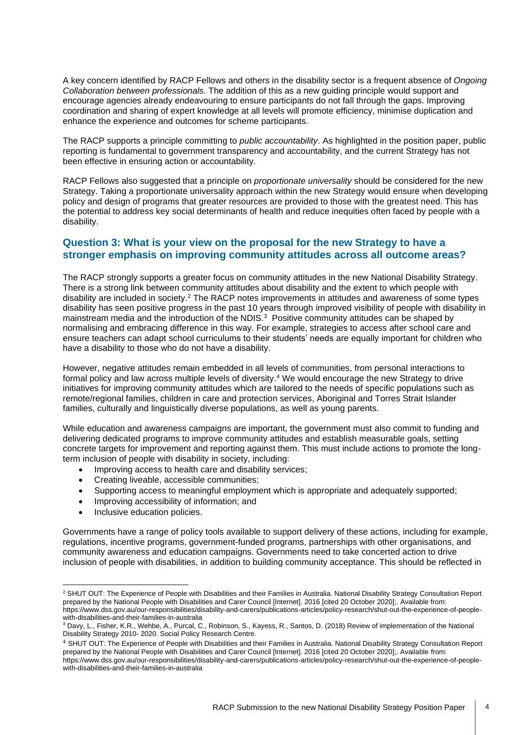A key concern identified by RACP Fellows and others in the disability sector is a frequent absence of *Ongoing Collaboration between professionals.* The addition of this as a new guiding principle would support and encourage agencies already endeavouring to ensure participants do not fall through the gaps. Improving coordination and sharing of expert knowledge at all levels will promote efficiency, minimise duplication and enhance the experience and outcomes for scheme participants.

The RACP supports a principle committing to *public accountability*. As highlighted in the position paper, public reporting is fundamental to government transparency and accountability, and the current Strategy has not been effective in ensuring action or accountability.

RACP Fellows also suggested that a principle on *proportionate universality* should be considered for the new Strategy. Taking a proportionate universality approach within the new Strategy would ensure when developing policy and design of programs that greater resources are provided to those with the greatest need. This has the potential to address key social determinants of health and reduce inequities often faced by people with a disability.

## Question 3: What is your view on the proposal for the new Strategy to have a stronger emphasis on improving community attitudes across all outcome areas?

The RACP strongly supports a greater focus on community attitudes in the new National Disability Strategy. There is a strong link between community attitudes about disability and the extent to which people with disability are included in society.[2] The RACP notes improvements in attitudes and awareness of some types disability has seen positive progress in the past 10 years through improved visibility of people with disability in mainstream media and the introduction of the NDIS.[3] Positive community attitudes can be shaped by normalising and embracing difference in this way. For example, strategies to access after school care and ensure teachers can adapt school curriculums to their students' needs are equally important for children who have a disability to those who do not have a disability.

However, negative attitudes remain embedded in all levels of communities, from personal interactions to formal policy and law across multiple levels of diversity.[4] We would encourage the new Strategy to drive initiatives for improving community attitudes which are tailored to the needs of specific populations such as remote/regional families, children in care and protection services, Aboriginal and Torres Strait Islander families, culturally and linguistically diverse populations, as well as young parents.

While education and awareness campaigns are important, the government must also commit to funding and delivering dedicated programs to improve community attitudes and establish measurable goals, setting concrete targets for improvement and reporting against them. This must include actions to promote the long-term inclusion of people with disability in society, including:

- Improving access to health care and disability services;
- Creating liveable, accessible communities;
- Supporting access to meaningful employment which is appropriate and adequately supported;
- Improving accessibility of information; and
- Inclusive education policies.

Governments have a range of policy tools available to support delivery of these actions, including for example, regulations, incentive programs, government-funded programs, partnerships with other organisations, and community awareness and education campaigns. Governments need to take concerted action to drive inclusion of people with disabilities, in addition to building community acceptance. This should be reflected in

---

[2] SHUT OUT: The Experience of People with Disabilities and their Families in Australia. National Disability Strategy Consultation Report prepared by the National People with Disabilities and Carer Council [Internet]. 2016 [cited 20 October 2020];. Available from: https://www.dss.gov.au/our-responsibilities/disability-and-carers/publications-articles/policy-research/shut-out-the-experience-of-people-with-disabilities-and-their-families-in-australia

[3] Davy, L., Fisher, K.R., Wehbe, A., Purcal, C., Robinson, S., Kayess, R., Santos, D. (2018) Review of implementation of the National Disability Strategy 2010- 2020. Social Policy Research Centre.

[4] SHUT OUT: The Experience of People with Disabilities and their Families in Australia. National Disability Strategy Consultation Report prepared by the National People with Disabilities and Carer Council [Internet]. 2016 [cited 20 October 2020];. Available from: https://www.dss.gov.au/our-responsibilities/disability-and-carers/publications-articles/policy-research/shut-out-the-experience-of-people-with-disabilities-and-their-families-in-australia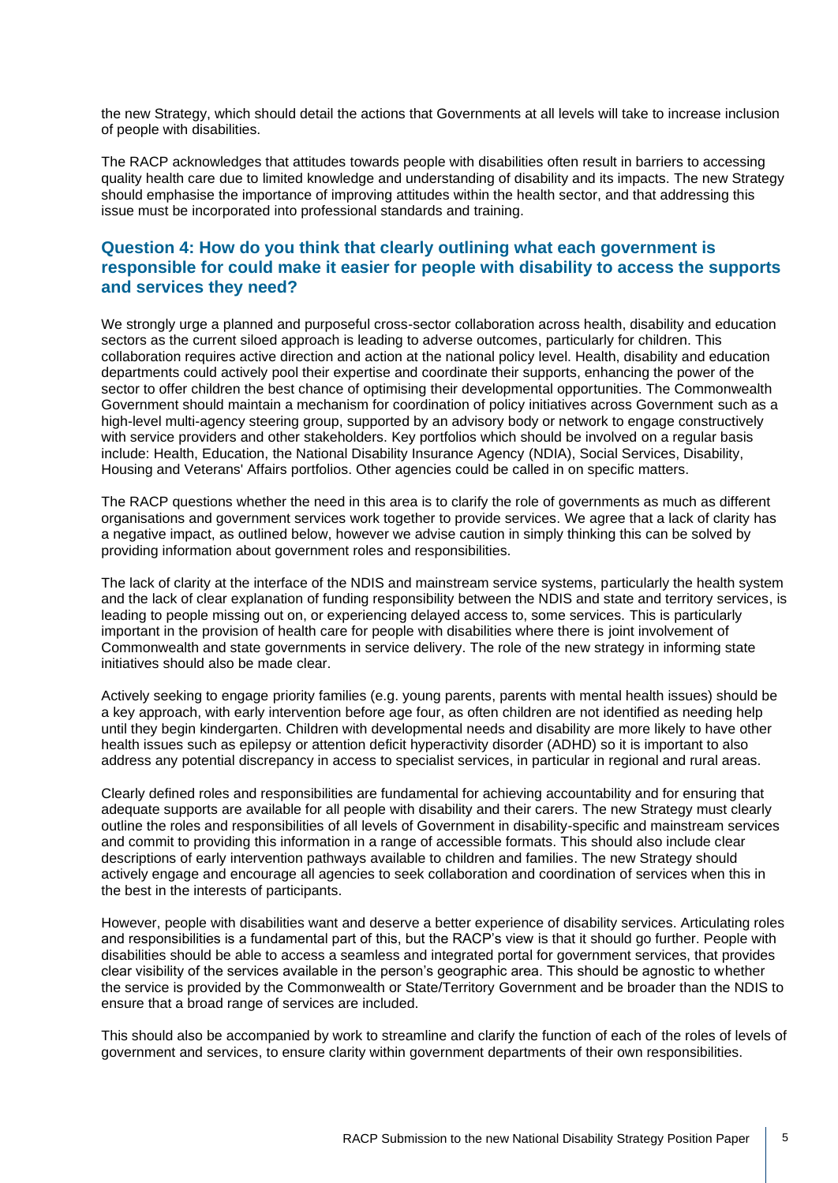the new Strategy, which should detail the actions that Governments at all levels will take to increase inclusion of people with disabilities.

The RACP acknowledges that attitudes towards people with disabilities often result in barriers to accessing quality health care due to limited knowledge and understanding of disability and its impacts. The new Strategy should emphasise the importance of improving attitudes within the health sector, and that addressing this issue must be incorporated into professional standards and training.

## Question 4: How do you think that clearly outlining what each government is responsible for could make it easier for people with disability to access the supports and services they need?

We strongly urge a planned and purposeful cross-sector collaboration across health, disability and education sectors as the current siloed approach is leading to adverse outcomes, particularly for children. This collaboration requires active direction and action at the national policy level. Health, disability and education departments could actively pool their expertise and coordinate their supports, enhancing the power of the sector to offer children the best chance of optimising their developmental opportunities. The Commonwealth Government should maintain a mechanism for coordination of policy initiatives across Government such as a high-level multi-agency steering group, supported by an advisory body or network to engage constructively with service providers and other stakeholders. Key portfolios which should be involved on a regular basis include: Health, Education, the National Disability Insurance Agency (NDIA), Social Services, Disability, Housing and Veterans' Affairs portfolios. Other agencies could be called in on specific matters.

The RACP questions whether the need in this area is to clarify the role of governments as much as different organisations and government services work together to provide services. We agree that a lack of clarity has a negative impact, as outlined below, however we advise caution in simply thinking this can be solved by providing information about government roles and responsibilities.

The lack of clarity at the interface of the NDIS and mainstream service systems, particularly the health system and the lack of clear explanation of funding responsibility between the NDIS and state and territory services, is leading to people missing out on, or experiencing delayed access to, some services. This is particularly important in the provision of health care for people with disabilities where there is joint involvement of Commonwealth and state governments in service delivery. The role of the new strategy in informing state initiatives should also be made clear.

Actively seeking to engage priority families (e.g. young parents, parents with mental health issues) should be a key approach, with early intervention before age four, as often children are not identified as needing help until they begin kindergarten. Children with developmental needs and disability are more likely to have other health issues such as epilepsy or attention deficit hyperactivity disorder (ADHD) so it is important to also address any potential discrepancy in access to specialist services, in particular in regional and rural areas.

Clearly defined roles and responsibilities are fundamental for achieving accountability and for ensuring that adequate supports are available for all people with disability and their carers. The new Strategy must clearly outline the roles and responsibilities of all levels of Government in disability-specific and mainstream services and commit to providing this information in a range of accessible formats. This should also include clear descriptions of early intervention pathways available to children and families. The new Strategy should actively engage and encourage all agencies to seek collaboration and coordination of services when this in the best in the interests of participants.

However, people with disabilities want and deserve a better experience of disability services. Articulating roles and responsibilities is a fundamental part of this, but the RACP's view is that it should go further. People with disabilities should be able to access a seamless and integrated portal for government services, that provides clear visibility of the services available in the person's geographic area. This should be agnostic to whether the service is provided by the Commonwealth or State/Territory Government and be broader than the NDIS to ensure that a broad range of services are included.

This should also be accompanied by work to streamline and clarify the function of each of the roles of levels of government and services, to ensure clarity within government departments of their own responsibilities.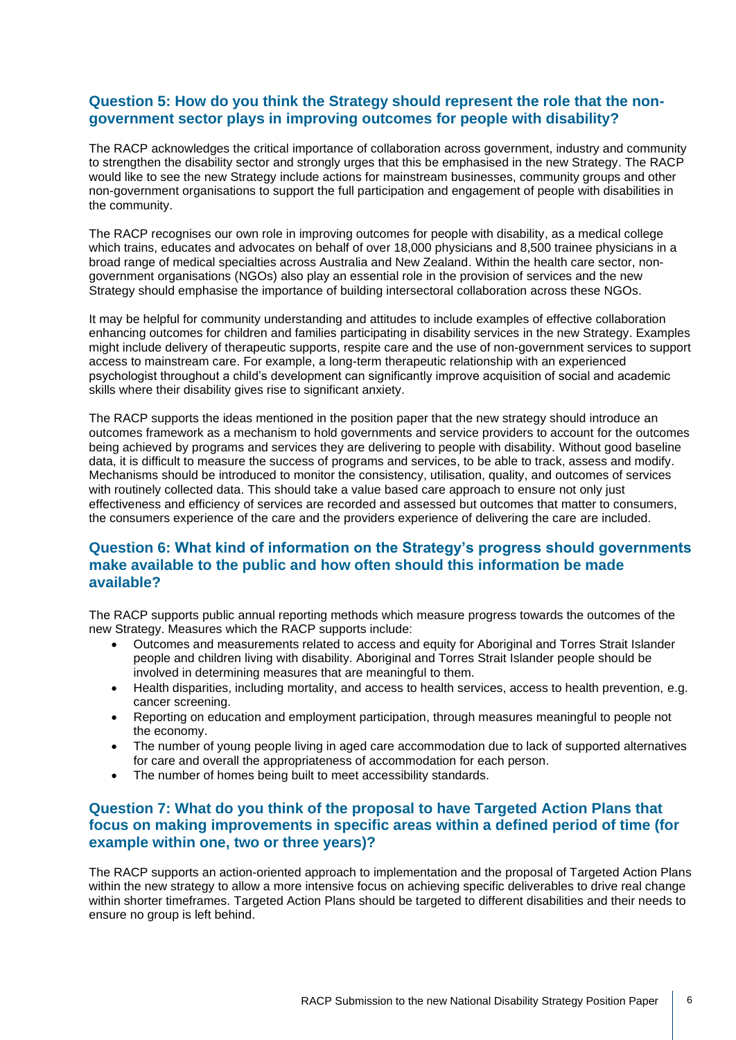## Question 5: How do you think the Strategy should represent the role that the non-government sector plays in improving outcomes for people with disability?

The RACP acknowledges the critical importance of collaboration across government, industry and community to strengthen the disability sector and strongly urges that this be emphasised in the new Strategy. The RACP would like to see the new Strategy include actions for mainstream businesses, community groups and other non-government organisations to support the full participation and engagement of people with disabilities in the community.

The RACP recognises our own role in improving outcomes for people with disability, as a medical college which trains, educates and advocates on behalf of over 18,000 physicians and 8,500 trainee physicians in a broad range of medical specialties across Australia and New Zealand. Within the health care sector, non-government organisations (NGOs) also play an essential role in the provision of services and the new Strategy should emphasise the importance of building intersectoral collaboration across these NGOs.

It may be helpful for community understanding and attitudes to include examples of effective collaboration enhancing outcomes for children and families participating in disability services in the new Strategy. Examples might include delivery of therapeutic supports, respite care and the use of non-government services to support access to mainstream care. For example, a long-term therapeutic relationship with an experienced psychologist throughout a child's development can significantly improve acquisition of social and academic skills where their disability gives rise to significant anxiety.

The RACP supports the ideas mentioned in the position paper that the new strategy should introduce an outcomes framework as a mechanism to hold governments and service providers to account for the outcomes being achieved by programs and services they are delivering to people with disability. Without good baseline data, it is difficult to measure the success of programs and services, to be able to track, assess and modify. Mechanisms should be introduced to monitor the consistency, utilisation, quality, and outcomes of services with routinely collected data. This should take a value based care approach to ensure not only just effectiveness and efficiency of services are recorded and assessed but outcomes that matter to consumers, the consumers experience of the care and the providers experience of delivering the care are included.

## Question 6: What kind of information on the Strategy's progress should governments make available to the public and how often should this information be made available?

The RACP supports public annual reporting methods which measure progress towards the outcomes of the new Strategy. Measures which the RACP supports include:

- Outcomes and measurements related to access and equity for Aboriginal and Torres Strait Islander people and children living with disability. Aboriginal and Torres Strait Islander people should be involved in determining measures that are meaningful to them.
- Health disparities, including mortality, and access to health services, access to health prevention, e.g. cancer screening.
- Reporting on education and employment participation, through measures meaningful to people not the economy.
- The number of young people living in aged care accommodation due to lack of supported alternatives for care and overall the appropriateness of accommodation for each person.
- The number of homes being built to meet accessibility standards.

## Question 7: What do you think of the proposal to have Targeted Action Plans that focus on making improvements in specific areas within a defined period of time (for example within one, two or three years)?

The RACP supports an action-oriented approach to implementation and the proposal of Targeted Action Plans within the new strategy to allow a more intensive focus on achieving specific deliverables to drive real change within shorter timeframes. Targeted Action Plans should be targeted to different disabilities and their needs to ensure no group is left behind.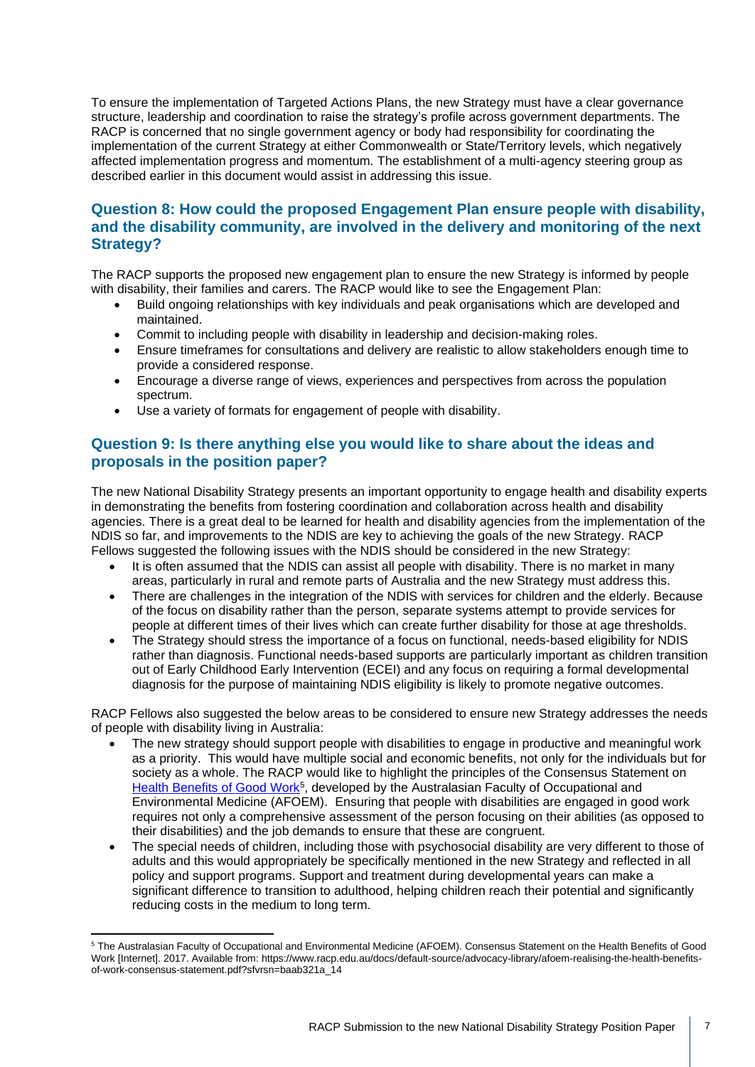To ensure the implementation of Targeted Actions Plans, the new Strategy must have a clear governance structure, leadership and coordination to raise the strategy's profile across government departments. The RACP is concerned that no single government agency or body had responsibility for coordinating the implementation of the current Strategy at either Commonwealth or State/Territory levels, which negatively affected implementation progress and momentum. The establishment of a multi-agency steering group as described earlier in this document would assist in addressing this issue.

## Question 8: How could the proposed Engagement Plan ensure people with disability, and the disability community, are involved in the delivery and monitoring of the next Strategy?

The RACP supports the proposed new engagement plan to ensure the new Strategy is informed by people with disability, their families and carers. The RACP would like to see the Engagement Plan:

- Build ongoing relationships with key individuals and peak organisations which are developed and maintained.
- Commit to including people with disability in leadership and decision-making roles.
- Ensure timeframes for consultations and delivery are realistic to allow stakeholders enough time to provide a considered response.
- Encourage a diverse range of views, experiences and perspectives from across the population spectrum.
- Use a variety of formats for engagement of people with disability.

## Question 9: Is there anything else you would like to share about the ideas and proposals in the position paper?

The new National Disability Strategy presents an important opportunity to engage health and disability experts in demonstrating the benefits from fostering coordination and collaboration across health and disability agencies. There is a great deal to be learned for health and disability agencies from the implementation of the NDIS so far, and improvements to the NDIS are key to achieving the goals of the new Strategy. RACP Fellows suggested the following issues with the NDIS should be considered in the new Strategy:

- It is often assumed that the NDIS can assist all people with disability. There is no market in many areas, particularly in rural and remote parts of Australia and the new Strategy must address this.
- There are challenges in the integration of the NDIS with services for children and the elderly. Because of the focus on disability rather than the person, separate systems attempt to provide services for people at different times of their lives which can create further disability for those at age thresholds.
- The Strategy should stress the importance of a focus on functional, needs-based eligibility for NDIS rather than diagnosis. Functional needs-based supports are particularly important as children transition out of Early Childhood Early Intervention (ECEI) and any focus on requiring a formal developmental diagnosis for the purpose of maintaining NDIS eligibility is likely to promote negative outcomes.

RACP Fellows also suggested the below areas to be considered to ensure new Strategy addresses the needs of people with disability living in Australia:

- The new strategy should support people with disabilities to engage in productive and meaningful work as a priority. This would have multiple social and economic benefits, not only for the individuals but for society as a whole. The RACP would like to highlight the principles of the Consensus Statement on Health Benefits of Good Work[5], developed by the Australasian Faculty of Occupational and Environmental Medicine (AFOEM). Ensuring that people with disabilities are engaged in good work requires not only a comprehensive assessment of the person focusing on their abilities (as opposed to their disabilities) and the job demands to ensure that these are congruent.
- The special needs of children, including those with psychosocial disability are very different to those of adults and this would appropriately be specifically mentioned in the new Strategy and reflected in all policy and support programs. Support and treatment during developmental years can make a significant difference to transition to adulthood, helping children reach their potential and significantly reducing costs in the medium to long term.

[5] The Australasian Faculty of Occupational and Environmental Medicine (AFOEM). Consensus Statement on the Health Benefits of Good Work [Internet]. 2017. Available from: https://www.racp.edu.au/docs/default-source/advocacy-library/afoem-realising-the-health-benefits-of-work-consensus-statement.pdf?sfvrsn=baab321a_14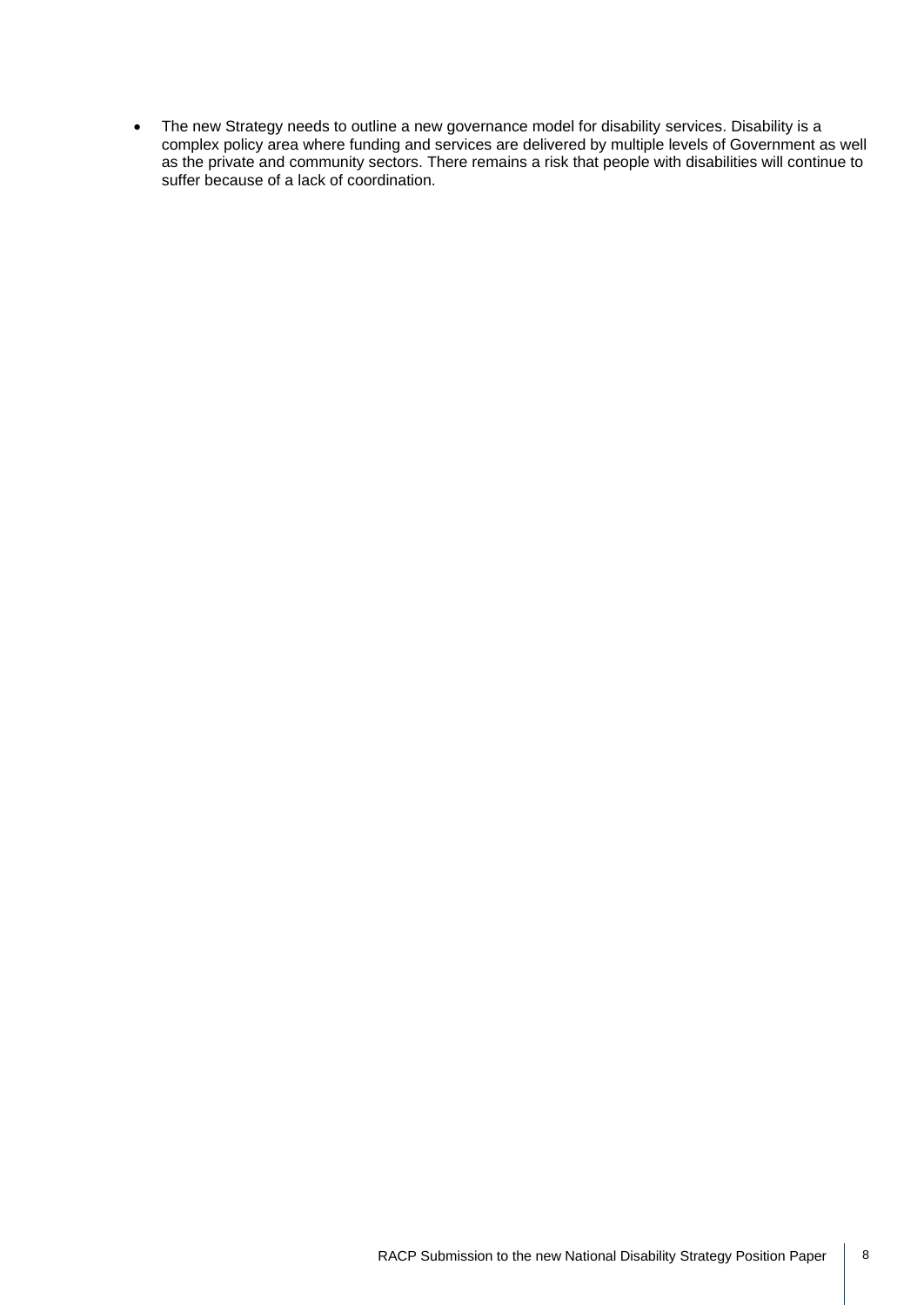- The new Strategy needs to outline a new governance model for disability services. Disability is a complex policy area where funding and services are delivered by multiple levels of Government as well as the private and community sectors. There remains a risk that people with disabilities will continue to suffer because of a lack of coordination.